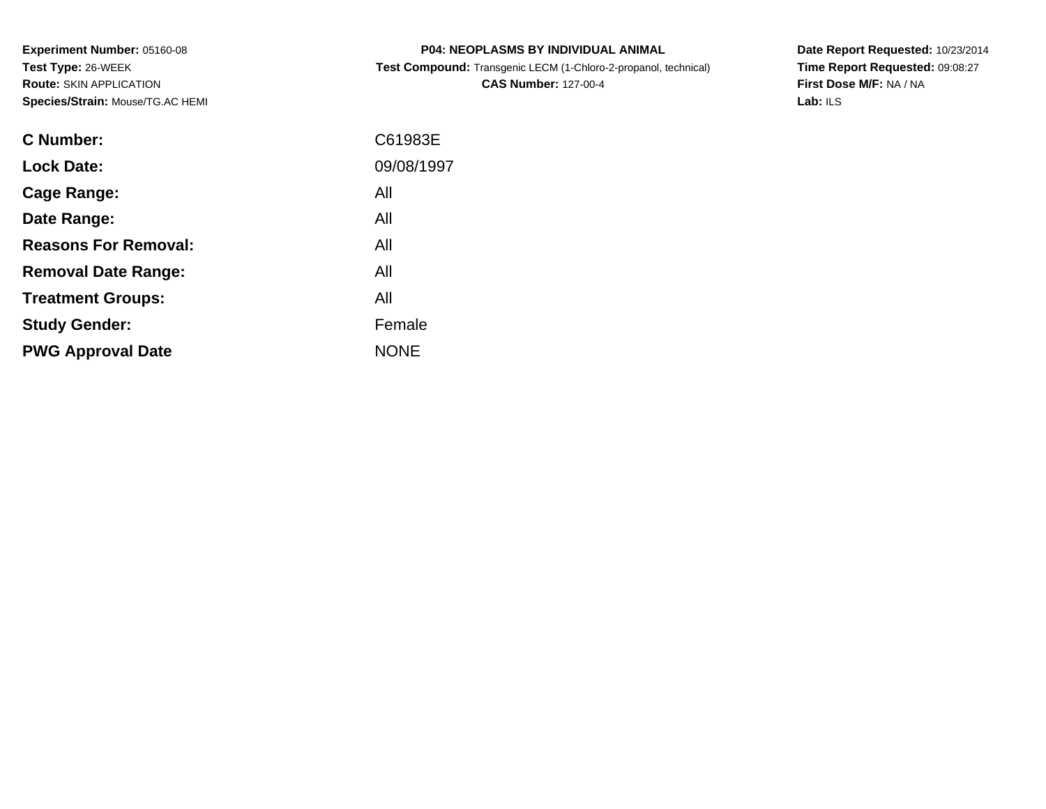**Experiment Number:** 05160-08
**Test Type:** 26-WEEK
**Route:** SKIN APPLICATION
**Species/Strain:** Mouse/TG.AC HEMI

**P04: NEOPLASMS BY INDIVIDUAL ANIMAL**
**Test Compound:** Transgenic LECM (1-Chloro-2-propanol, technical)
**CAS Number:** 127-00-4

**Date Report Requested:** 10/23/2014
**Time Report Requested:** 09:08:27
**First Dose M/F:** NA / NA
**Lab:** ILS

| | |
|---|---|
| **C Number:** | C61983E |
| **Lock Date:** | 09/08/1997 |
| **Cage Range:** | All |
| **Date Range:** | All |
| **Reasons For Removal:** | All |
| **Removal Date Range:** | All |
| **Treatment Groups:** | All |
| **Study Gender:** | Female |
| **PWG Approval Date** | NONE |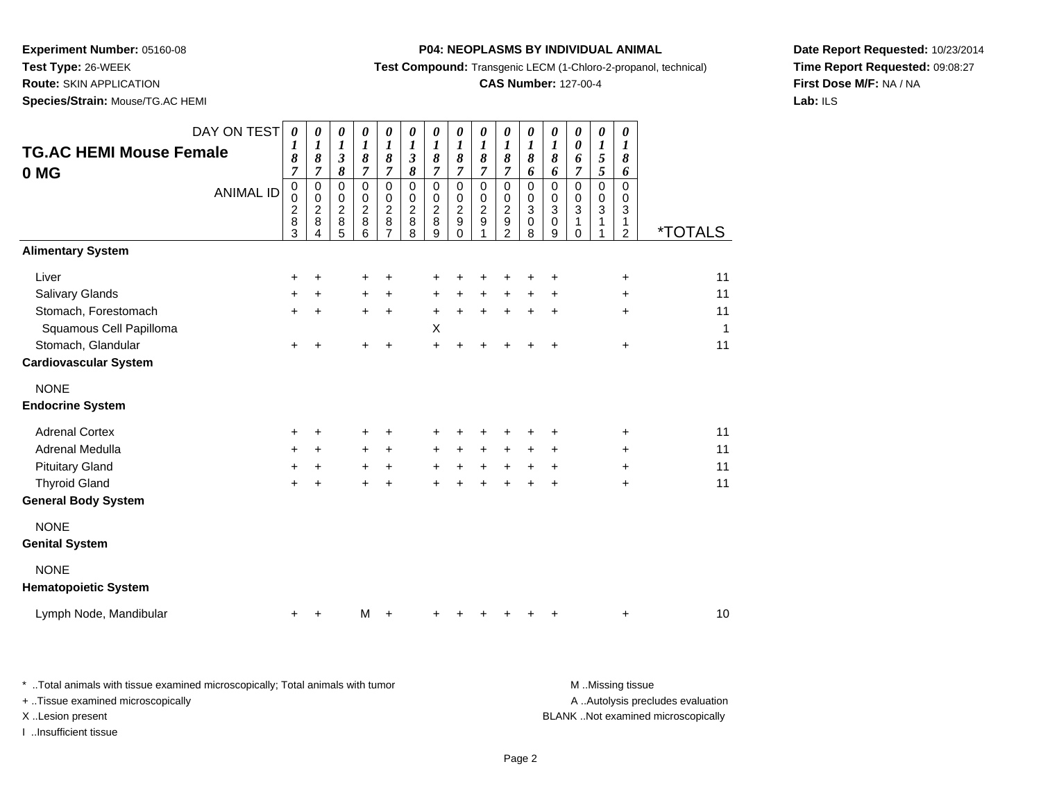**Experiment Number:** 05160-08
**Test Type:** 26-WEEK
**Route:** SKIN APPLICATION
**Species/Strain:** Mouse/TG.AC HEMI

**P04: NEOPLASMS BY INDIVIDUAL ANIMAL**
**Test Compound:** Transgenic LECM (1-Chloro-2-propanol, technical)
**CAS Number:** 127-00-4

**Date Report Requested:** 10/23/2014
**Time Report Requested:** 09:08:27
**First Dose M/F:** NA / NA
**Lab:** ILS

## TG.AC HEMI Mouse Female 0 MG

| DAY ON TEST | 0187 | 0187 | 0138 | 0187 | 0187 | 0138 | 0187 | 0187 | 0187 | 0187 | 0186 | 0186 | 0067 | 0155 | 0186 | |
|---|---|---|---|---|---|---|---|---|---|---|---|---|---|---|---|---|
| **ANIMAL ID** | 00283 | 00284 | 00285 | 00286 | 00287 | 00288 | 00289 | 00290 | 00291 | 00292 | 00308 | 00309 | 00310 | 00311 | 00312 | ***TOTALS** |
| **Alimentary System** | | | | | | | | | | | | | | | | |
| Liver | + | + | | + | + | | + | + | + | + | + | + | | | + | 11 |
| Salivary Glands | + | + | | + | + | | + | + | + | + | + | + | | | + | 11 |
| Stomach, Forestomach | + | + | | + | + | | + | + | + | + | + | + | | | + | 11 |
| Squamous Cell Papilloma | | | | | | | X | | | | | | | | | 1 |
| Stomach, Glandular | + | + | | + | + | | + | + | + | + | + | + | | | + | 11 |
| **Cardiovascular System** | | | | | | | | | | | | | | | | |
| NONE | | | | | | | | | | | | | | | | |
| **Endocrine System** | | | | | | | | | | | | | | | | |
| Adrenal Cortex | + | + | | + | + | | + | + | + | + | + | + | | | + | 11 |
| Adrenal Medulla | + | + | | + | + | | + | + | + | + | + | + | | | + | 11 |
| Pituitary Gland | + | + | | + | + | | + | + | + | + | + | + | | | + | 11 |
| Thyroid Gland | + | + | | + | + | | + | + | + | + | + | + | | | + | 11 |
| **General Body System** | | | | | | | | | | | | | | | | |
| NONE | | | | | | | | | | | | | | | | |
| **Genital System** | | | | | | | | | | | | | | | | |
| NONE | | | | | | | | | | | | | | | | |
| **Hematopoietic System** | | | | | | | | | | | | | | | | |
| Lymph Node, Mandibular | + | + | | M | + | | + | + | + | + | + | + | | | + | 10 |

\* ..Total animals with tissue examined microscopically; Total animals with tumor
\+ ..Tissue examined microscopically
X ..Lesion present
I ..Insufficient tissue

M ..Missing tissue
A ..Autolysis precludes evaluation
BLANK ..Not examined microscopically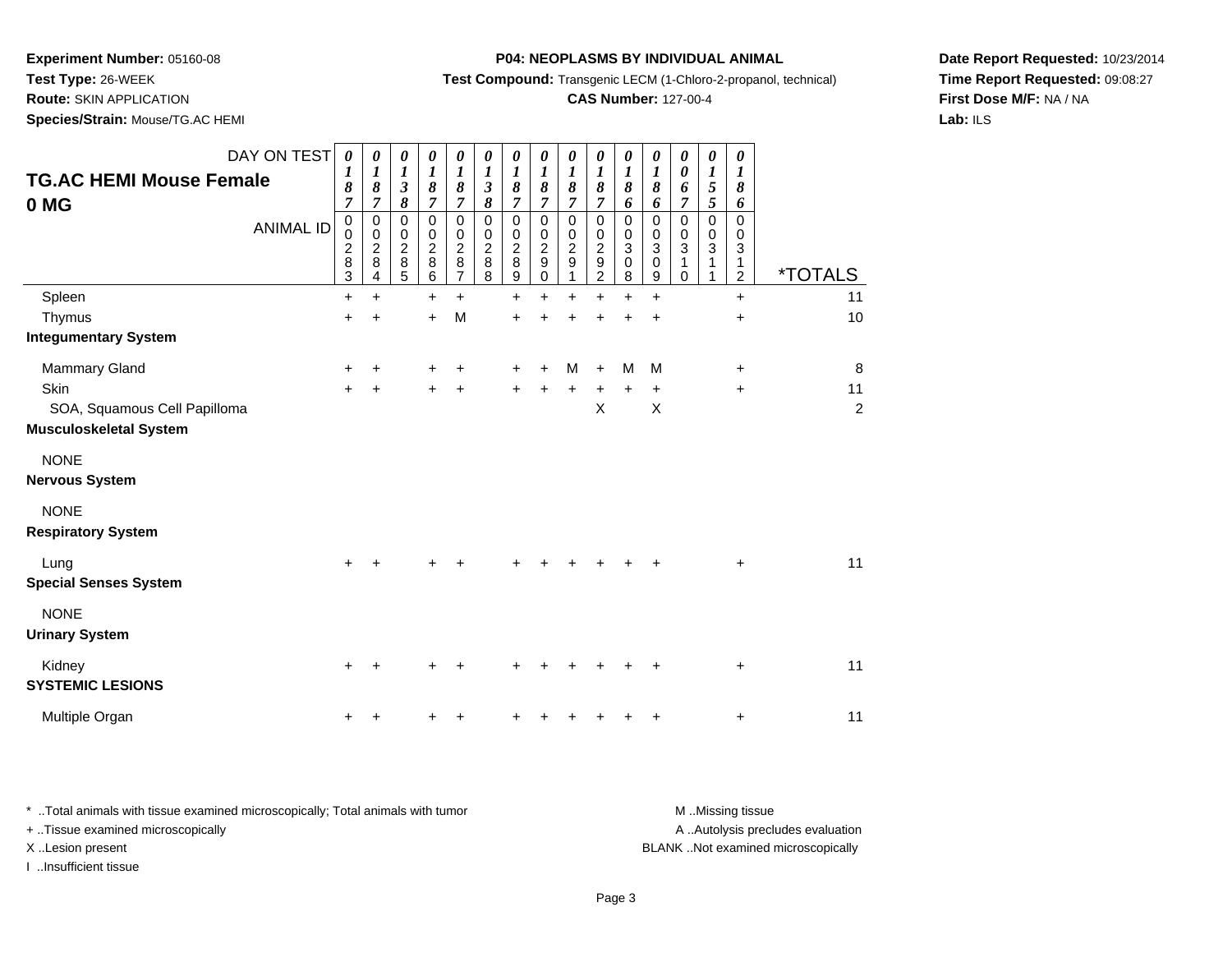**Experiment Number:** 05160-08
**Test Type:** 26-WEEK
**Route:** SKIN APPLICATION
**Species/Strain:** Mouse/TG.AC HEMI

**P04: NEOPLASMS BY INDIVIDUAL ANIMAL**
**Test Compound:** Transgenic LECM (1-Chloro-2-propanol, technical)
**CAS Number:** 127-00-4

**Date Report Requested:** 10/23/2014
**Time Report Requested:** 09:08:27
**First Dose M/F:** NA / NA
**Lab:** ILS

## TG.AC HEMI Mouse Female 0 MG

| DAY ON TEST | 0187 | 0187 | 0138 | 0187 | 0187 | 0138 | 0187 | 0187 | 0187 | 0187 | 0186 | 0186 | 0067 | 0155 | 0186 | |
|---|---|---|---|---|---|---|---|---|---|---|---|---|---|---|---|---|
| **ANIMAL ID** | 00283 | 00284 | 00285 | 00286 | 00287 | 00288 | 00289 | 00290 | 00291 | 00292 | 00308 | 00309 | 00310 | 00311 | 00312 | ***TOTALS** |
| Spleen | + | + | | + | + | | + | + | + | + | + | + | | | + | 11 |
| Thymus | + | + | | + | M | | + | + | + | + | + | + | | | + | 10 |
| **Integumentary System** | | | | | | | | | | | | | | | | |
| Mammary Gland | + | + | | + | + | | + | + | M | + | M | M | | | + | 8 |
| Skin | + | + | | + | + | | + | + | + | + | + | + | | | + | 11 |
| SOA, Squamous Cell Papilloma | | | | | | | | | | X | | X | | | | 2 |
| **Musculoskeletal System** | | | | | | | | | | | | | | | | |
| NONE | | | | | | | | | | | | | | | | |
| **Nervous System** | | | | | | | | | | | | | | | | |
| NONE | | | | | | | | | | | | | | | | |
| **Respiratory System** | | | | | | | | | | | | | | | | |
| Lung | + | + | | + | + | | + | + | + | + | + | + | | | + | 11 |
| **Special Senses System** | | | | | | | | | | | | | | | | |
| NONE | | | | | | | | | | | | | | | | |
| **Urinary System** | | | | | | | | | | | | | | | | |
| Kidney | + | + | | + | + | | + | + | + | + | + | + | | | + | 11 |
| **SYSTEMIC LESIONS** | | | | | | | | | | | | | | | | |
| Multiple Organ | + | + | | + | + | | + | + | + | + | + | + | | | + | 11 |

* ..Total animals with tissue examined microscopically; Total animals with tumor
+ ..Tissue examined microscopically
X ..Lesion present
I ..Insufficient tissue

M ..Missing tissue
A ..Autolysis precludes evaluation
BLANK ..Not examined microscopically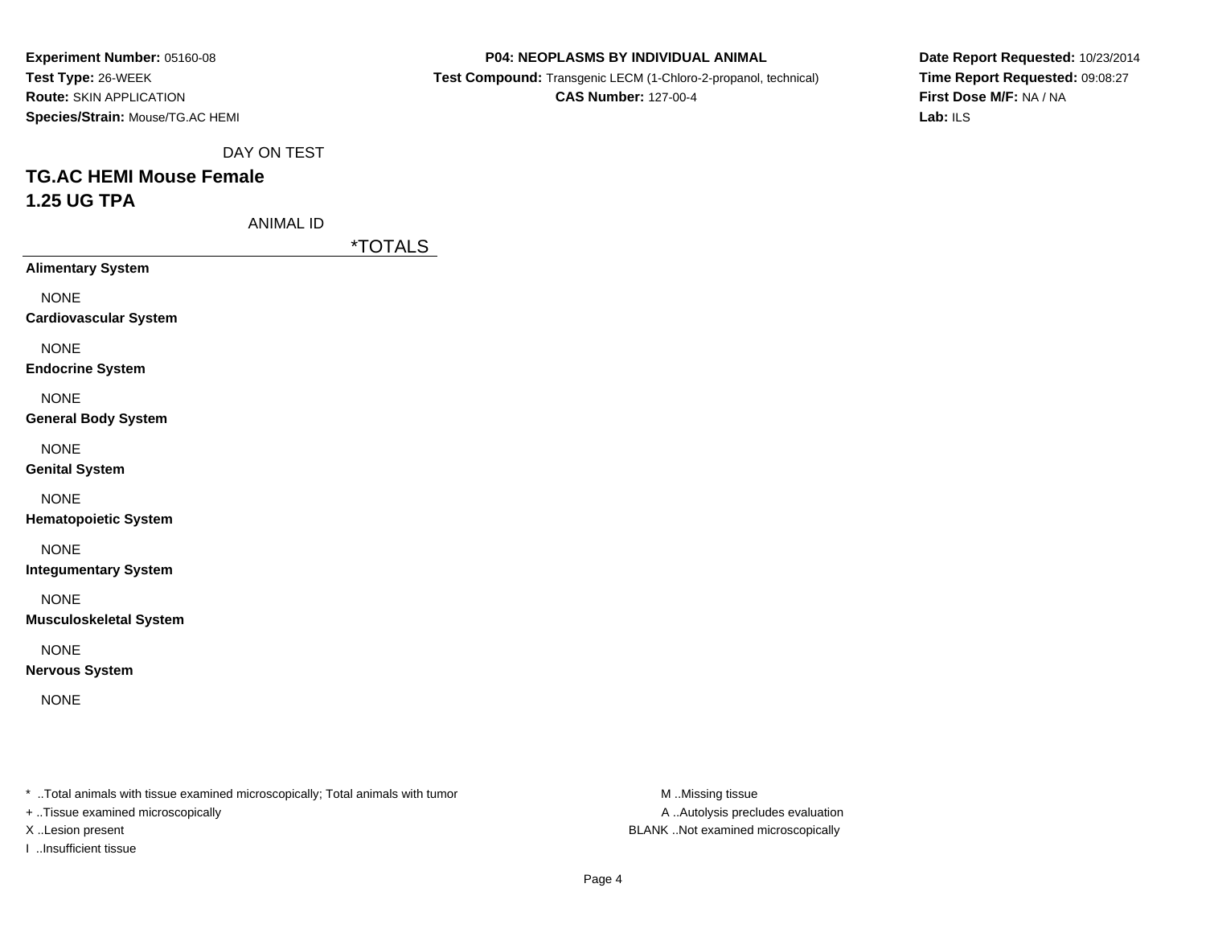**Experiment Number:** 05160-08
**Test Type:** 26-WEEK
**Route:** SKIN APPLICATION
**Species/Strain:** Mouse/TG.AC HEMI

**P04: NEOPLASMS BY INDIVIDUAL ANIMAL**
**Test Compound:** Transgenic LECM (1-Chloro-2-propanol, technical)
**CAS Number:** 127-00-4

**Date Report Requested:** 10/23/2014
**Time Report Requested:** 09:08:27
**First Dose M/F:** NA / NA
**Lab:** ILS

DAY ON TEST

## TG.AC HEMI Mouse Female
## 1.25 UG TPA

ANIMAL ID

| | *TOTALS |
|---|---|
| **Alimentary System** | |
| NONE | |
| **Cardiovascular System** | |
| NONE | |
| **Endocrine System** | |
| NONE | |
| **General Body System** | |
| NONE | |
| **Genital System** | |
| NONE | |
| **Hematopoietic System** | |
| NONE | |
| **Integumentary System** | |
| NONE | |
| **Musculoskeletal System** | |
| NONE | |
| **Nervous System** | |
| NONE | |

* ..Total animals with tissue examined microscopically; Total animals with tumor
+ ..Tissue examined microscopically
X ..Lesion present
I ..Insufficient tissue

M ..Missing tissue
A ..Autolysis precludes evaluation
BLANK ..Not examined microscopically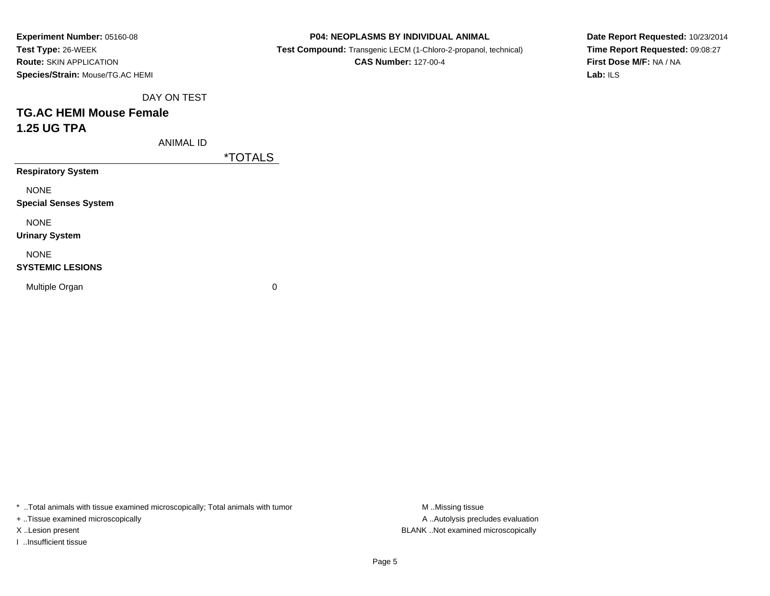**Experiment Number:** 05160-08
**Test Type:** 26-WEEK
**Route:** SKIN APPLICATION
**Species/Strain:** Mouse/TG.AC HEMI

**P04: NEOPLASMS BY INDIVIDUAL ANIMAL**
**Test Compound:** Transgenic LECM (1-Chloro-2-propanol, technical)
**CAS Number:** 127-00-4

**Date Report Requested:** 10/23/2014
**Time Report Requested:** 09:08:27
**First Dose M/F:** NA / NA
**Lab:** ILS

DAY ON TEST

## TG.AC HEMI Mouse Female
## 1.25 UG TPA

| ANIMAL ID | *TOTALS |
|---|---|
| **Respiratory System** | |
| NONE | |
| **Special Senses System** | |
| NONE | |
| **Urinary System** | |
| NONE | |
| **SYSTEMIC LESIONS** | |
| Multiple Organ | 0 |

* ..Total animals with tissue examined microscopically; Total animals with tumor
+ ..Tissue examined microscopically
X ..Lesion present
I ..Insufficient tissue

M ..Missing tissue
A ..Autolysis precludes evaluation
BLANK ..Not examined microscopically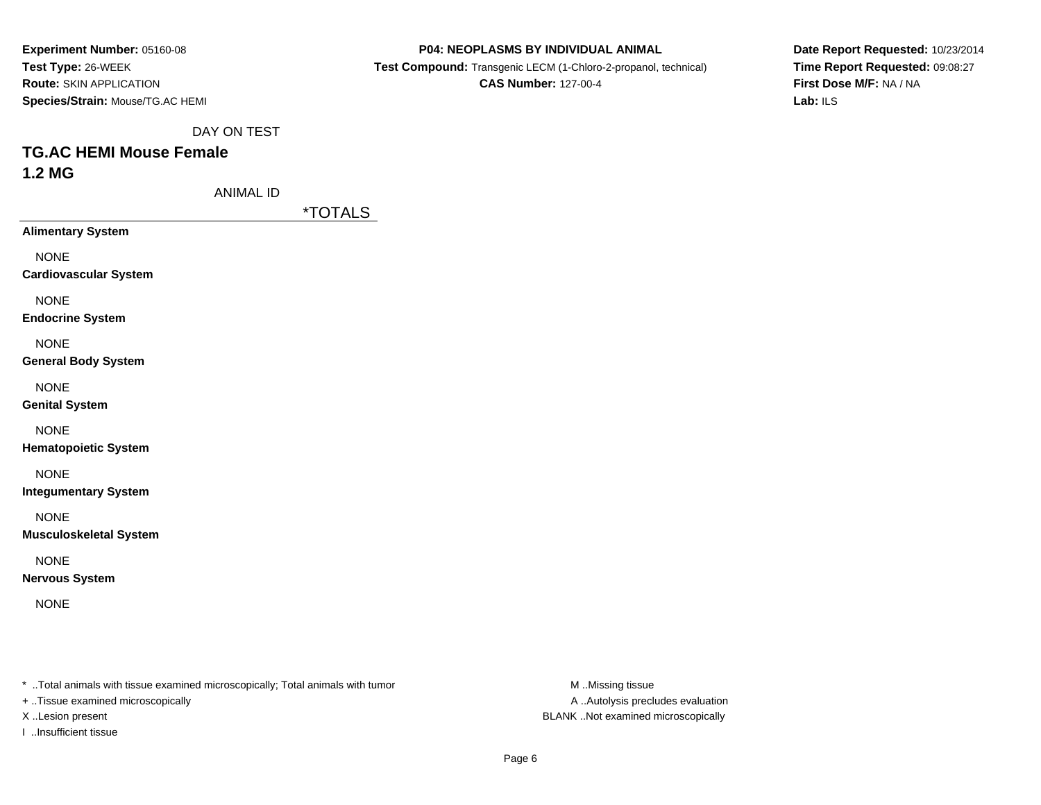**Experiment Number:** 05160-08
**Test Type:** 26-WEEK
**Route:** SKIN APPLICATION
**Species/Strain:** Mouse/TG.AC HEMI

**P04: NEOPLASMS BY INDIVIDUAL ANIMAL**
**Test Compound:** Transgenic LECM (1-Chloro-2-propanol, technical)
**CAS Number:** 127-00-4

**Date Report Requested:** 10/23/2014
**Time Report Requested:** 09:08:27
**First Dose M/F:** NA / NA
**Lab:** ILS

DAY ON TEST

## TG.AC HEMI Mouse Female
## 1.2 MG

ANIMAL ID

| | *TOTALS |
|---|---|
| **Alimentary System** | |
| NONE | |
| **Cardiovascular System** | |
| NONE | |
| **Endocrine System** | |
| NONE | |
| **General Body System** | |
| NONE | |
| **Genital System** | |
| NONE | |
| **Hematopoietic System** | |
| NONE | |
| **Integumentary System** | |
| NONE | |
| **Musculoskeletal System** | |
| NONE | |
| **Nervous System** | |
| NONE | |

* ..Total animals with tissue examined microscopically; Total animals with tumor
+ ..Tissue examined microscopically
X ..Lesion present
I ..Insufficient tissue

M ..Missing tissue
A ..Autolysis precludes evaluation
BLANK ..Not examined microscopically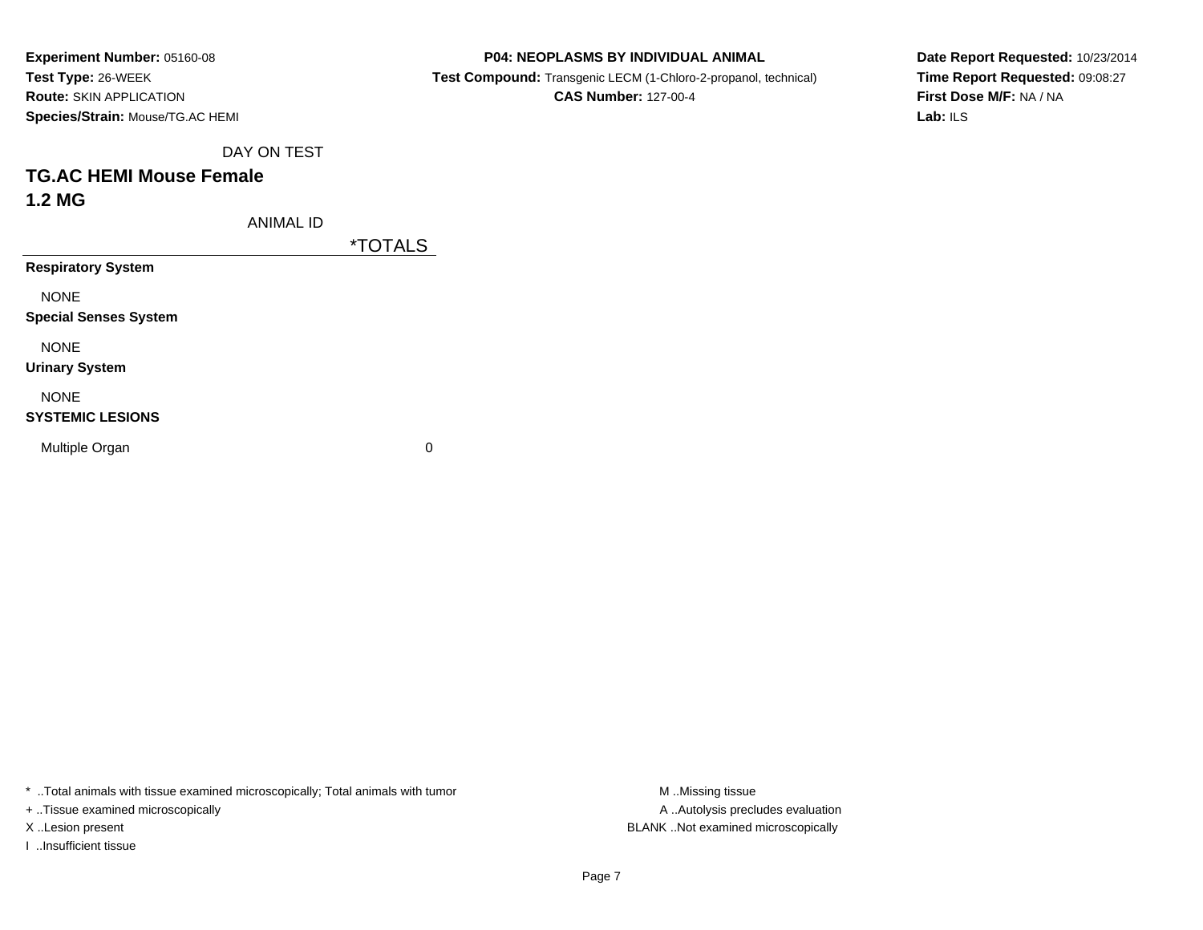**Experiment Number:** 05160-08
**Test Type:** 26-WEEK
**Route:** SKIN APPLICATION
**Species/Strain:** Mouse/TG.AC HEMI

**P04: NEOPLASMS BY INDIVIDUAL ANIMAL**
**Test Compound:** Transgenic LECM (1-Chloro-2-propanol, technical)
**CAS Number:** 127-00-4

**Date Report Requested:** 10/23/2014
**Time Report Requested:** 09:08:27
**First Dose M/F:** NA / NA
**Lab:** ILS

DAY ON TEST

## TG.AC HEMI Mouse Female

## 1.2 MG

| ANIMAL ID | *TOTALS |
|---|---|
| **Respiratory System** | |
| NONE | |
| **Special Senses System** | |
| NONE | |
| **Urinary System** | |
| NONE | |
| **SYSTEMIC LESIONS** | |
| Multiple Organ | 0 |

* ..Total animals with tissue examined microscopically; Total animals with tumor
+ ..Tissue examined microscopically
X ..Lesion present
I ..Insufficient tissue

M ..Missing tissue
A ..Autolysis precludes evaluation
BLANK ..Not examined microscopically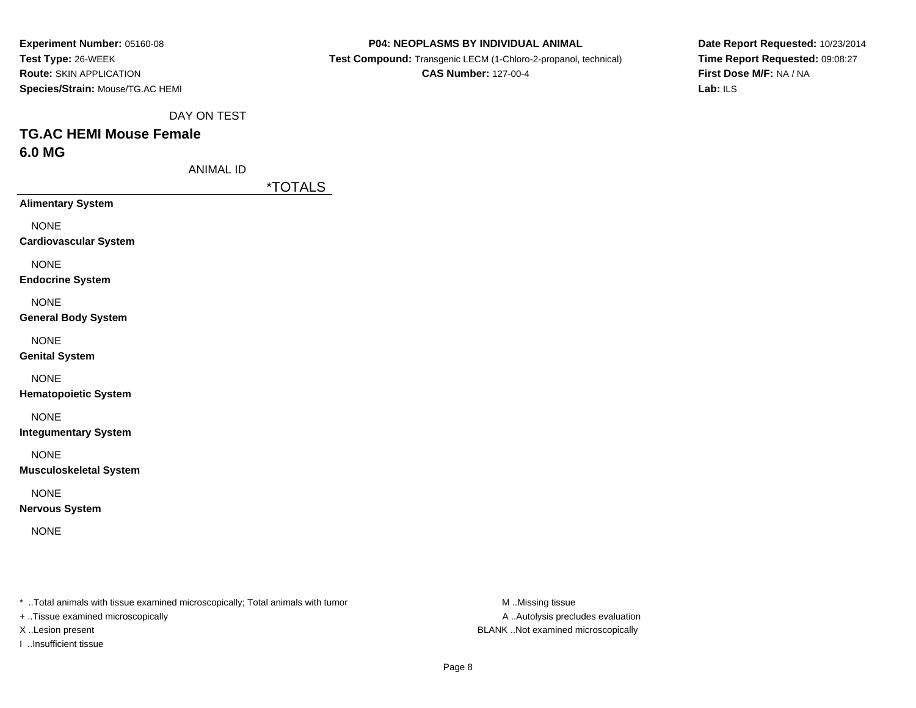**Experiment Number:** 05160-08
**Test Type:** 26-WEEK
**Route:** SKIN APPLICATION
**Species/Strain:** Mouse/TG.AC HEMI

**P04: NEOPLASMS BY INDIVIDUAL ANIMAL**
**Test Compound:** Transgenic LECM (1-Chloro-2-propanol, technical)
**CAS Number:** 127-00-4

**Date Report Requested:** 10/23/2014
**Time Report Requested:** 09:08:27
**First Dose M/F:** NA / NA
**Lab:** ILS

DAY ON TEST

## TG.AC HEMI Mouse Female
## 6.0 MG

ANIMAL ID

| | *TOTALS |
|---|---|
| **Alimentary System** | |
| NONE | |
| **Cardiovascular System** | |
| NONE | |
| **Endocrine System** | |
| NONE | |
| **General Body System** | |
| NONE | |
| **Genital System** | |
| NONE | |
| **Hematopoietic System** | |
| NONE | |
| **Integumentary System** | |
| NONE | |
| **Musculoskeletal System** | |
| NONE | |
| **Nervous System** | |
| NONE | |

* ..Total animals with tissue examined microscopically; Total animals with tumor
+ ..Tissue examined microscopically
X ..Lesion present
I ..Insufficient tissue

M ..Missing tissue
A ..Autolysis precludes evaluation
BLANK ..Not examined microscopically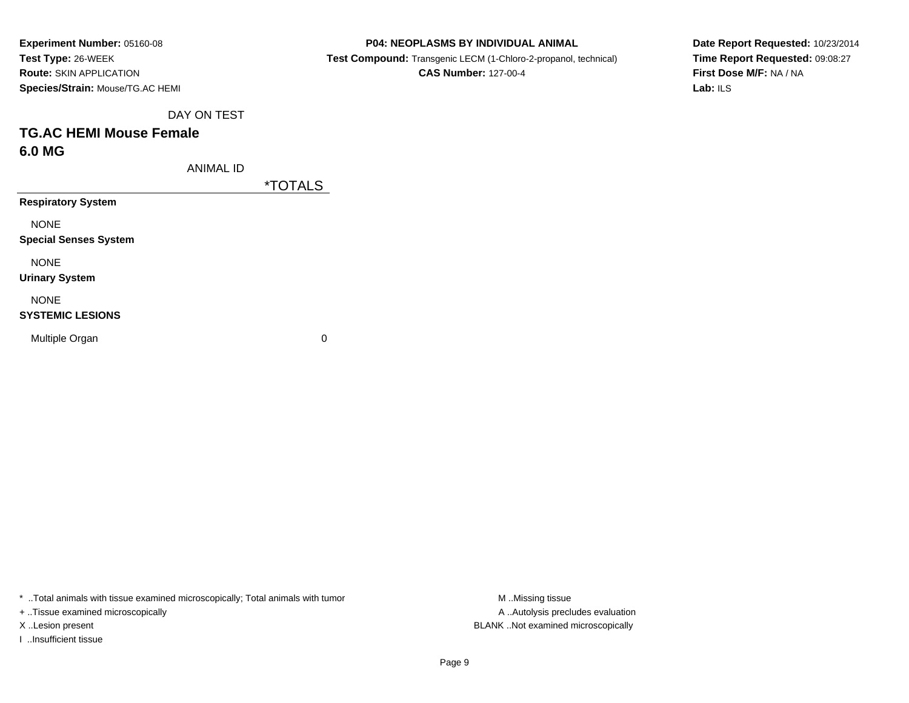**Experiment Number:** 05160-08
**Test Type:** 26-WEEK
**Route:** SKIN APPLICATION
**Species/Strain:** Mouse/TG.AC HEMI

**P04: NEOPLASMS BY INDIVIDUAL ANIMAL**
**Test Compound:** Transgenic LECM (1-Chloro-2-propanol, technical)
**CAS Number:** 127-00-4

**Date Report Requested:** 10/23/2014
**Time Report Requested:** 09:08:27
**First Dose M/F:** NA / NA
**Lab:** ILS

DAY ON TEST

## TG.AC HEMI Mouse Female
## 6.0 MG

| ANIMAL ID | *TOTALS |
|---|---|
| **Respiratory System** | |
| NONE | |
| **Special Senses System** | |
| NONE | |
| **Urinary System** | |
| NONE | |
| **SYSTEMIC LESIONS** | |
| Multiple Organ | 0 |

* ..Total animals with tissue examined microscopically; Total animals with tumor
+ ..Tissue examined microscopically
X ..Lesion present
I ..Insufficient tissue

M ..Missing tissue
A ..Autolysis precludes evaluation
BLANK ..Not examined microscopically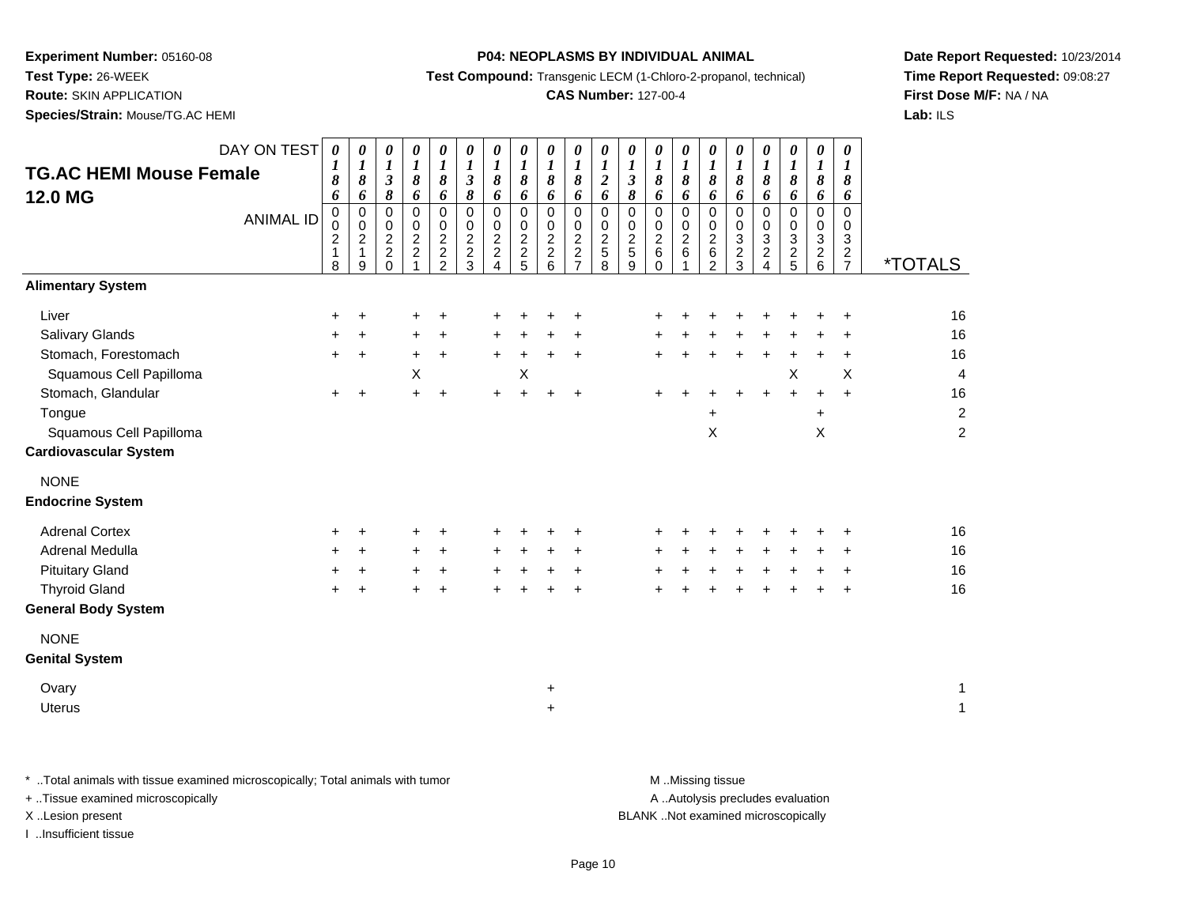**Experiment Number:** 05160-08
**Test Type:** 26-WEEK
**Route:** SKIN APPLICATION
**Species/Strain:** Mouse/TG.AC HEMI

**P04: NEOPLASMS BY INDIVIDUAL ANIMAL**
**Test Compound:** Transgenic LECM (1-Chloro-2-propanol, technical)
**CAS Number:** 127-00-4

**Date Report Requested:** 10/23/2014
**Time Report Requested:** 09:08:27
**First Dose M/F:** NA / NA
**Lab:** ILS

## TG.AC HEMI Mouse Female 12.0 MG

| DAY ON TEST | 0186 | 0186 | 0138 | 0186 | 0186 | 0138 | 0186 | 0186 | 0186 | 0186 | 0126 | 0138 | 0186 | 0186 | 0186 | 0186 | 0186 | 0186 | 0186 | 0186 | |
|---|---|---|---|---|---|---|---|---|---|---|---|---|---|---|---|---|---|---|---|---|---|
| **ANIMAL ID** | 00218 | 00219 | 00220 | 00221 | 00222 | 00223 | 00224 | 00225 | 00226 | 00227 | 00258 | 00259 | 00260 | 00261 | 00262 | 00323 | 00324 | 00325 | 00326 | 00327 | ***TOTALS** |
| **Alimentary System** | | | | | | | | | | | | | | | | | | | | | |
| Liver | + | + | | + | + | | + | + | + | + | | | + | + | + | + | + | + | + | + | 16 |
| Salivary Glands | + | + | | + | + | | + | + | + | + | | | + | + | + | + | + | + | + | + | 16 |
| Stomach, Forestomach | + | + | | + | + | | + | + | + | + | | | + | + | + | + | + | + | + | + | 16 |
| Squamous Cell Papilloma | | | | X | | | | X | | | | | | | | | | X | | X | 4 |
| Stomach, Glandular | + | + | | + | + | | + | + | + | + | | | + | + | + | + | + | + | + | + | 16 |
| Tongue | | | | | | | | | | | | | | | + | | | | + | | 2 |
| Squamous Cell Papilloma | | | | | | | | | | | | | | | X | | | | X | | 2 |
| **Cardiovascular System** | | | | | | | | | | | | | | | | | | | | | |
| NONE | | | | | | | | | | | | | | | | | | | | | |
| **Endocrine System** | | | | | | | | | | | | | | | | | | | | | |
| Adrenal Cortex | + | + | | + | + | | + | + | + | + | | | + | + | + | + | + | + | + | + | 16 |
| Adrenal Medulla | + | + | | + | + | | + | + | + | + | | | + | + | + | + | + | + | + | + | 16 |
| Pituitary Gland | + | + | | + | + | | + | + | + | + | | | + | + | + | + | + | + | + | + | 16 |
| Thyroid Gland | + | + | | + | + | | + | + | + | + | | | + | + | + | + | + | + | + | + | 16 |
| **General Body System** | | | | | | | | | | | | | | | | | | | | | |
| NONE | | | | | | | | | | | | | | | | | | | | | |
| **Genital System** | | | | | | | | | | | | | | | | | | | | | |
| Ovary | | | | | | | | | + | | | | | | | | | | | | 1 |
| Uterus | | | | | | | | | + | | | | | | | | | | | | 1 |

\* ..Total animals with tissue examined microscopically; Total animals with tumor
\+ ..Tissue examined microscopically
X ..Lesion present
I ..Insufficient tissue

M ..Missing tissue
A ..Autolysis precludes evaluation
BLANK ..Not examined microscopically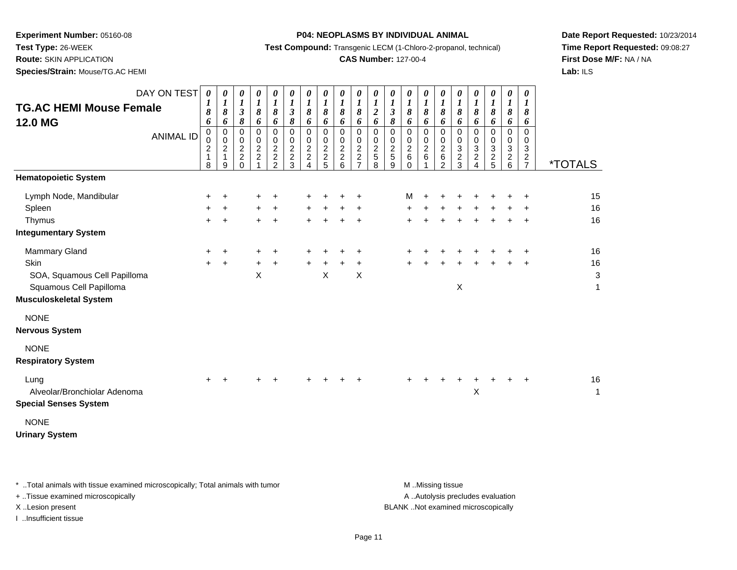**Experiment Number:** 05160-08
**Test Type:** 26-WEEK
**Route:** SKIN APPLICATION
**Species/Strain:** Mouse/TG.AC HEMI

**P04: NEOPLASMS BY INDIVIDUAL ANIMAL**
**Test Compound:** Transgenic LECM (1-Chloro-2-propanol, technical)
**CAS Number:** 127-00-4

**Date Report Requested:** 10/23/2014
**Time Report Requested:** 09:08:27
**First Dose M/F:** NA / NA
**Lab:** ILS

## TG.AC HEMI Mouse Female 12.0 MG

| DAY ON TEST | 0186 | 0186 | 0138 | 0186 | 0186 | 0138 | 0186 | 0186 | 0186 | 0186 | 0126 | 0138 | 0186 | 0186 | 0186 | 0186 | 0186 | 0186 | 0186 | 0186 | |
|---|---|---|---|---|---|---|---|---|---|---|---|---|---|---|---|---|---|---|---|---|---|
| **ANIMAL ID** | 00218 | 00219 | 00220 | 00221 | 00222 | 00223 | 00224 | 00225 | 00226 | 00227 | 00258 | 00259 | 00260 | 00261 | 00262 | 00323 | 00324 | 00325 | 00326 | 00327 | ***TOTALS** |
| **Hematopoietic System** | | | | | | | | | | | | | | | | | | | | | |
| Lymph Node, Mandibular | + | + | | + | + | | + | + | + | + | | | M | + | + | + | + | + | + | + | 15 |
| Spleen | + | + | | + | + | | + | + | + | + | | | + | + | + | + | + | + | + | + | 16 |
| Thymus | + | + | | + | + | | + | + | + | + | | | + | + | + | + | + | + | + | + | 16 |
| **Integumentary System** | | | | | | | | | | | | | | | | | | | | | |
| Mammary Gland | + | + | | + | + | | + | + | + | + | | | + | + | + | + | + | + | + | + | 16 |
| Skin | + | + | | + | + | | + | + | + | + | | | + | + | + | + | + | + | + | + | 16 |
| SOA, Squamous Cell Papilloma | | | | X | | | | X | | X | | | | | | | | | | | 3 |
| Squamous Cell Papilloma | | | | | | | | | | | | | | | | X | | | | | 1 |
| **Musculoskeletal System** | | | | | | | | | | | | | | | | | | | | | |
| NONE | | | | | | | | | | | | | | | | | | | | | |
| **Nervous System** | | | | | | | | | | | | | | | | | | | | | |
| NONE | | | | | | | | | | | | | | | | | | | | | |
| **Respiratory System** | | | | | | | | | | | | | | | | | | | | | |
| Lung | + | + | | + | + | | + | + | + | + | | | + | + | + | + | + | + | + | + | 16 |
| Alveolar/Bronchiolar Adenoma | | | | | | | | | | | | | | | | | X | | | | 1 |
| **Special Senses System** | | | | | | | | | | | | | | | | | | | | | |
| NONE | | | | | | | | | | | | | | | | | | | | | |
| **Urinary System** | | | | | | | | | | | | | | | | | | | | | |

* ..Total animals with tissue examined microscopically; Total animals with tumor
+ ..Tissue examined microscopically
X ..Lesion present
I ..Insufficient tissue

M ..Missing tissue
A ..Autolysis precludes evaluation
BLANK ..Not examined microscopically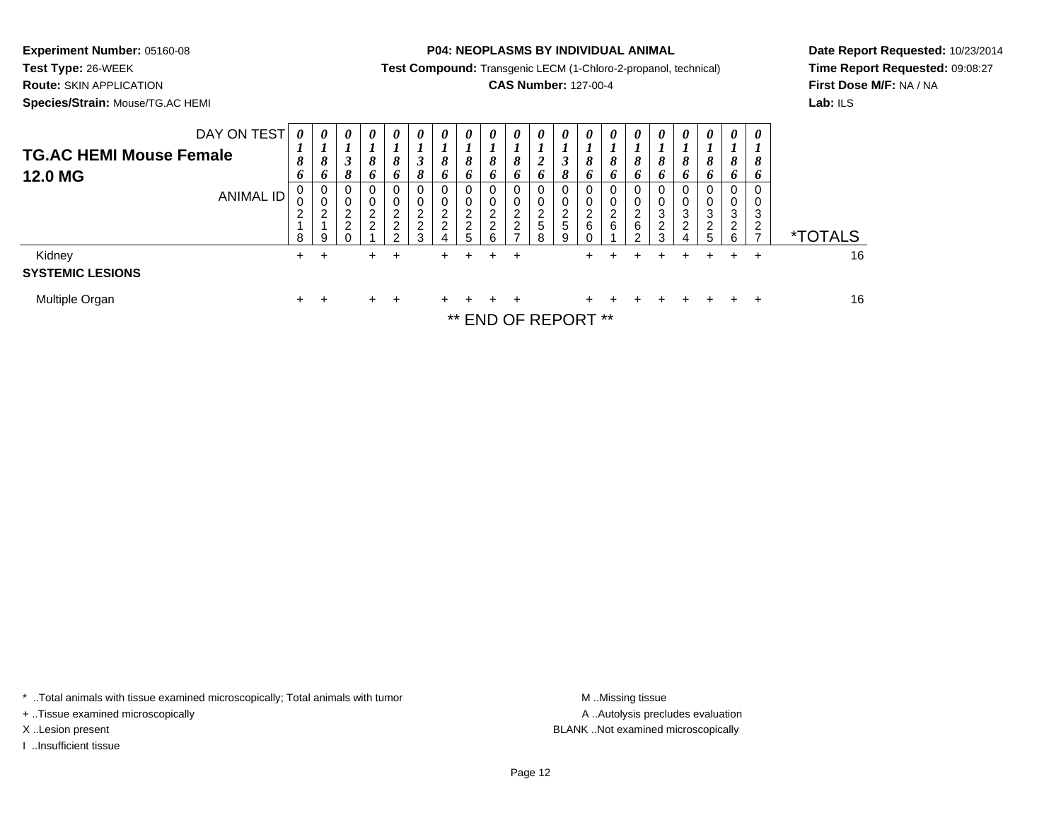**Experiment Number:** 05160-08

**Test Type:** 26-WEEK

**Route:** SKIN APPLICATION

**Species/Strain:** Mouse/TG.AC HEMI

**P04: NEOPLASMS BY INDIVIDUAL ANIMAL**

**Test Compound:** Transgenic LECM (1-Chloro-2-propanol, technical)

**CAS Number:** 127-00-4

**Date Report Requested:** 10/23/2014

**Time Report Requested:** 09:08:27

**First Dose M/F:** NA / NA

**Lab:** ILS

## TG.AC HEMI Mouse Female 12.0 MG

| DAY ON TEST | 0186 | 0186 | 0138 | 0186 | 0186 | 0138 | 0186 | 0186 | 0186 | 0186 | 0126 | 0138 | 0186 | 0186 | 0186 | 0186 | 0186 | 0186 | 0186 | 0186 | |
|---|---|---|---|---|---|---|---|---|---|---|---|---|---|---|---|---|---|---|---|---|---|
| **ANIMAL ID** | 00218 | 00219 | 00220 | 00221 | 00222 | 00223 | 00224 | 00225 | 00226 | 00227 | 00258 | 00259 | 00260 | 00261 | 00262 | 00323 | 00324 | 00325 | 00326 | 00327 | ***TOTALS** |
| Kidney | + | + | | + | + | | + | + | + | + | | | + | + | + | + | + | + | + | + | 16 |
| **SYSTEMIC LESIONS** | | | | | | | | | | | | | | | | | | | | | |
| Multiple Organ | + | + | | + | + | | + | + | + | + | | | + | + | + | + | + | + | + | + | 16 |

** END OF REPORT **

\* ..Total animals with tissue examined microscopically; Total animals with tumor

\+ ..Tissue examined microscopically

X ..Lesion present

I ..Insufficient tissue

M ..Missing tissue

A ..Autolysis precludes evaluation

BLANK ..Not examined microscopically